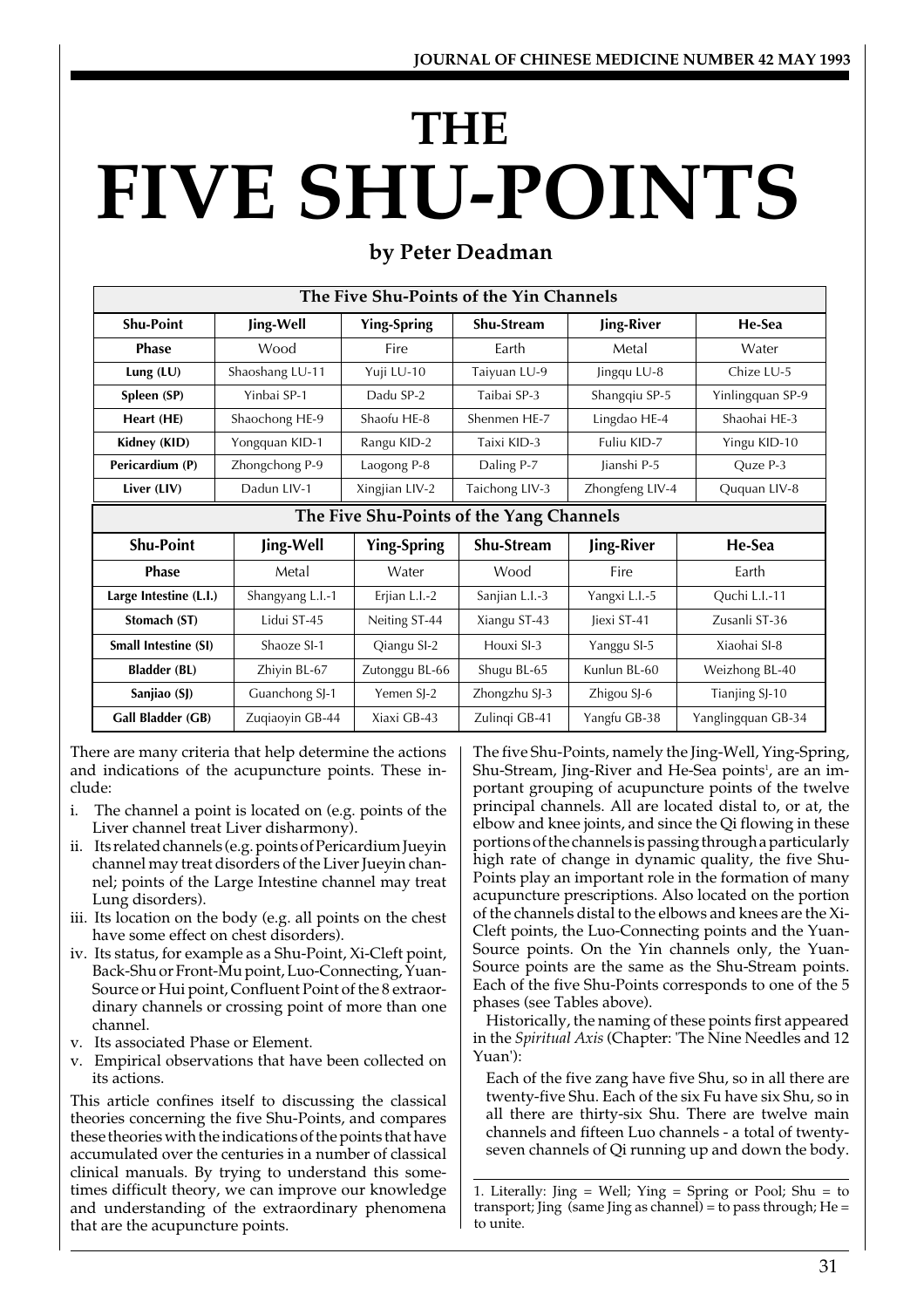# THE FIVE SHU-POINTS

**by Peter Deadman**

| The Five Shu-Points of the Yin Channels | | | | | |
|---|---|---|---|---|---|
| **Shu-Point** | **Jing-Well** | **Ying-Spring** | **Shu-Stream** | **Jing-River** | **He-Sea** |
| **Phase** | Wood | Fire | Earth | Metal | Water |
| **Lung (LU)** | Shaoshang LU-11 | Yuji LU-10 | Taiyuan LU-9 | Jingqu LU-8 | Chize LU-5 |
| **Spleen (SP)** | Yinbai SP-1 | Dadu SP-2 | Taibai SP-3 | Shangqiu SP-5 | Yinlingquan SP-9 |
| **Heart (HE)** | Shaochong HE-9 | Shaofu HE-8 | Shenmen HE-7 | Lingdao HE-4 | Shaohai HE-3 |
| **Kidney (KID)** | Yongquan KID-1 | Rangu KID-2 | Taixi KID-3 | Fuliu KID-7 | Yingu KID-10 |
| **Pericardium (P)** | Zhongchong P-9 | Laogong P-8 | Daling P-7 | Jianshi P-5 | Quze P-3 |
| **Liver (LIV)** | Dadun LIV-1 | Xingjian LIV-2 | Taichong LIV-3 | Zhongfeng LIV-4 | Ququan LIV-8 |

| The Five Shu-Points of the Yang Channels | | | | | |
|---|---|---|---|---|---|
| **Shu-Point** | **Jing-Well** | **Ying-Spring** | **Shu-Stream** | **Jing-River** | **He-Sea** |
| **Phase** | Metal | Water | Wood | Fire | Earth |
| **Large Intestine (L.I.)** | Shangyang L.I.-1 | Erjian L.I.-2 | Sanjian L.I.-3 | Yangxi L.I.-5 | Quchi L.I.-11 |
| **Stomach (ST)** | Lidui ST-45 | Neiting ST-44 | Xiangu ST-43 | Jiexi ST-41 | Zusanli ST-36 |
| **Small Intestine (SI)** | Shaoze SI-1 | Qiangu SI-2 | Houxi SI-3 | Yanggu SI-5 | Xiaohai SI-8 |
| **Bladder (BL)** | Zhiyin BL-67 | Zutonggu BL-66 | Shugu BL-65 | Kunlun BL-60 | Weizhong BL-40 |
| **Sanjiao (SJ)** | Guanchong SJ-1 | Yemen SJ-2 | Zhongzhu SJ-3 | Zhigou SJ-6 | Tianjing SJ-10 |
| **Gall Bladder (GB)** | Zuqiaoyin GB-44 | Xiaxi GB-43 | Zulinqi GB-41 | Yangfu GB-38 | Yanglingquan GB-34 |

There are many criteria that help determine the actions and indications of the acupuncture points. These include:

i. The channel a point is located on (e.g. points of the Liver channel treat Liver disharmony).
ii. Its related channels (e.g. points of Pericardium Jueyin channel may treat disorders of the Liver Jueyin channel; points of the Large Intestine channel may treat Lung disorders).
iii. Its location on the body (e.g. all points on the chest have some effect on chest disorders).
iv. Its status, for example as a Shu-Point, Xi-Cleft point, Back-Shu or Front-Mu point, Luo-Connecting, Yuan-Source or Hui point, Confluent Point of the 8 extraordinary channels or crossing point of more than one channel.
v. Its associated Phase or Element.
v. Empirical observations that have been collected on its actions.

This article confines itself to discussing the classical theories concerning the five Shu-Points, and compares these theories with the indications of the points that have accumulated over the centuries in a number of classical clinical manuals. By trying to understand this sometimes difficult theory, we can improve our knowledge and understanding of the extraordinary phenomena that are the acupuncture points.

The five Shu-Points, namely the Jing-Well, Ying-Spring, Shu-Stream, Jing-River and He-Sea points[1], are an important grouping of acupuncture points of the twelve principal channels. All are located distal to, or at, the elbow and knee joints, and since the Qi flowing in these portions of the channels is passing through a particularly high rate of change in dynamic quality, the five Shu-Points play an important role in the formation of many acupuncture prescriptions. Also located on the portion of the channels distal to the elbows and knees are the Xi-Cleft points, the Luo-Connecting points and the Yuan-Source points. On the Yin channels only, the Yuan-Source points are the same as the Shu-Stream points. Each of the five Shu-Points corresponds to one of the 5 phases (see Tables above).

Historically, the naming of these points first appeared in the *Spiritual Axis* (Chapter: 'The Nine Needles and 12 Yuan'):

> Each of the five zang have five Shu, so in all there are twenty-five Shu. Each of the six Fu have six Shu, so in all there are thirty-six Shu. There are twelve main channels and fifteen Luo channels - a total of twenty-seven channels of Qi running up and down the body.

1. Literally: Jing = Well; Ying = Spring or Pool; Shu = to transport; Jing (same Jing as channel) = to pass through; He = to unite.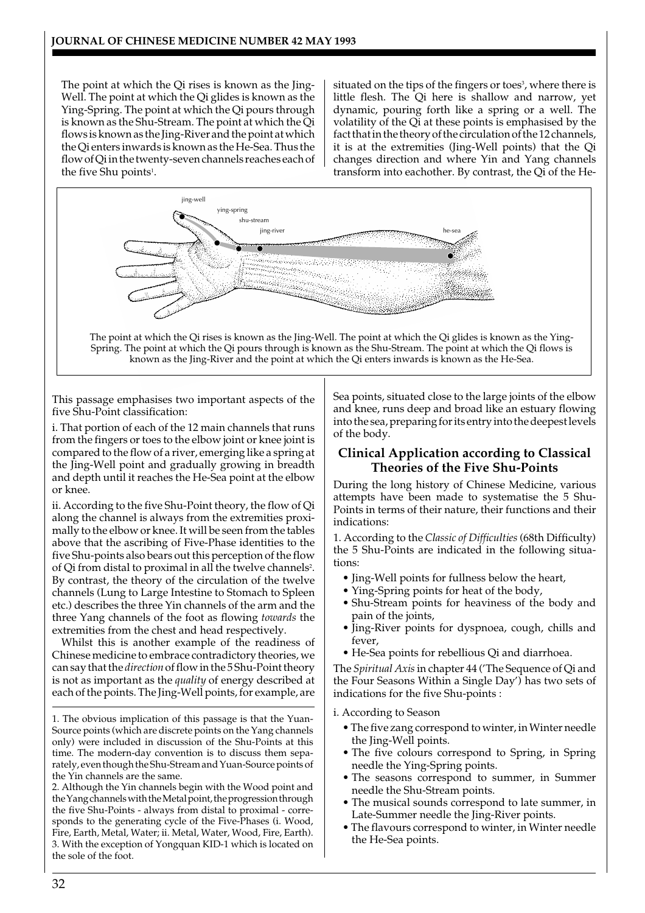The point at which the Qi rises is known as the Jing-Well. The point at which the Qi glides is known as the Ying-Spring. The point at which the Qi pours through is known as the Shu-Stream. The point at which the Qi flows is known as the Jing-River and the point at which the Qi enters inwards is known as the He-Sea. Thus the flow of Qi in the twenty-seven channels reaches each of the five Shu points[1].

jing-well
ying-spring
shu-stream
jing-river
he-sea

The point at which the Qi rises is known as the Jing-Well. The point at which the Qi glides is known as the Ying-Spring. The point at which the Qi pours through is known as the Shu-Stream. The point at which the Qi flows is known as the Jing-River and the point at which the Qi enters inwards is known as the He-Sea.

This passage emphasises two important aspects of the five Shu-Point classification:

i. That portion of each of the 12 main channels that runs from the fingers or toes to the elbow joint or knee joint is compared to the flow of a river, emerging like a spring at the Jing-Well point and gradually growing in breadth and depth until it reaches the He-Sea point at the elbow or knee.

ii. According to the five Shu-Point theory, the flow of Qi along the channel is always from the extremities proximally to the elbow or knee. It will be seen from the tables above that the ascribing of Five-Phase identities to the five Shu-points also bears out this perception of the flow of Qi from distal to proximal in all the twelve channels[2]. By contrast, the theory of the circulation of the twelve channels (Lung to Large Intestine to Stomach to Spleen etc.) describes the three Yin channels of the arm and the three Yang channels of the foot as flowing *towards* the extremities from the chest and head respectively.

Whilst this is another example of the readiness of Chinese medicine to embrace contradictory theories, we can say that the *direction* of flow in the 5 Shu-Point theory is not as important as the *quality* of energy described at each of the points. The Jing-Well points, for example, are situated on the tips of the fingers or toes[3], where there is little flesh. The Qi here is shallow and narrow, yet dynamic, pouring forth like a spring or a well. The volatility of the Qi at these points is emphasised by the fact that in the theory of the circulation of the 12 channels, it is at the extremities (Jing-Well points) that the Qi changes direction and where Yin and Yang channels transform into eachother. By contrast, the Qi of the He-Sea points, situated close to the large joints of the elbow and knee, runs deep and broad like an estuary flowing into the sea, preparing for its entry into the deepest levels of the body.

## Clinical Application according to Classical Theories of the Five Shu-Points

During the long history of Chinese Medicine, various attempts have been made to systematise the 5 Shu-Points in terms of their nature, their functions and their indications:

1. According to the *Classic of Difficulties* (68th Difficulty) the 5 Shu-Points are indicated in the following situations:

- Jing-Well points for fullness below the heart,
- Ying-Spring points for heat of the body,
- Shu-Stream points for heaviness of the body and pain of the joints,
- Jing-River points for dyspnoea, cough, chills and fever,
- He-Sea points for rebellious Qi and diarrhoea.

The *Spiritual Axis* in chapter 44 ('The Sequence of Qi and the Four Seasons Within a Single Day') has two sets of indications for the five Shu-points :

i. According to Season

- The five zang correspond to winter, in Winter needle the Jing-Well points.
- The five colours correspond to Spring, in Spring needle the Ying-Spring points.
- The seasons correspond to summer, in Summer needle the Shu-Stream points.
- The musical sounds correspond to late summer, in Late-Summer needle the Jing-River points.
- The flavours correspond to winter, in Winter needle the He-Sea points.

---

1. The obvious implication of this passage is that the Yuan-Source points (which are discrete points on the Yang channels only) were included in discussion of the Shu-Points at this time. The modern-day convention is to discuss them separately, even though the Shu-Stream and Yuan-Source points of the Yin channels are the same.

2. Although the Yin channels begin with the Wood point and the Yang channels with the Metal point, the progression through the five Shu-Points - always from distal to proximal - corresponds to the generating cycle of the Five-Phases (i. Wood, Fire, Earth, Metal, Water; ii. Metal, Water, Wood, Fire, Earth).

3. With the exception of Yongquan KID-1 which is located on the sole of the foot.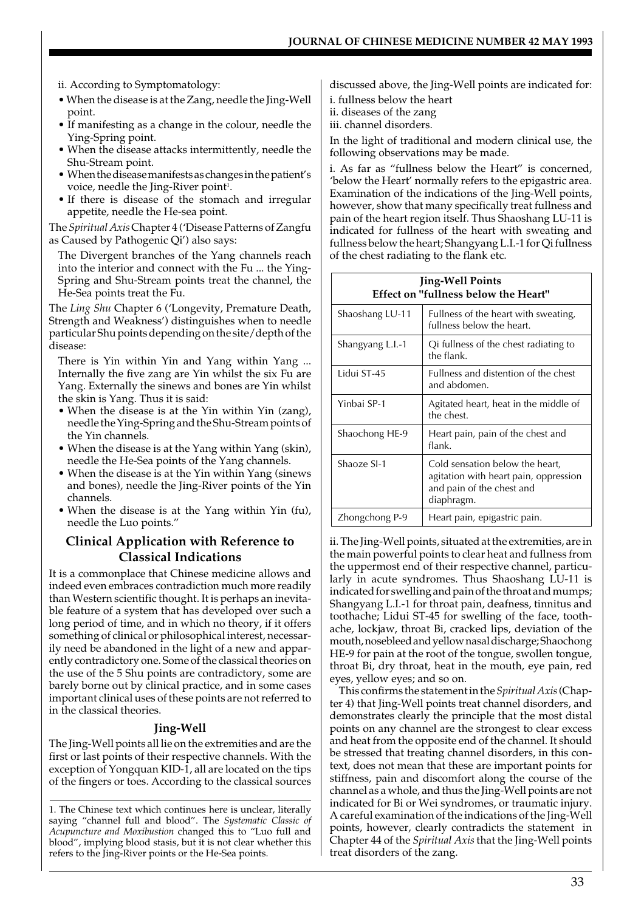ii. According to Symptomatology:

- When the disease is at the Zang, needle the Jing-Well point.
- If manifesting as a change in the colour, needle the Ying-Spring point.
- When the disease attacks intermittently, needle the Shu-Stream point.
- When the disease manifests as changes in the patient's voice, needle the Jing-River point[1].
- If there is disease of the stomach and irregular appetite, needle the He-sea point.

The *Spiritual Axis* Chapter 4 ('Disease Patterns of Zangfu as Caused by Pathogenic Qi') also says:

> The Divergent branches of the Yang channels reach into the interior and connect with the Fu ... the Ying-Spring and Shu-Stream points treat the channel, the He-Sea points treat the Fu.

The *Ling Shu* Chapter 6 ('Longevity, Premature Death, Strength and Weakness') distinguishes when to needle particular Shu points depending on the site/depth of the disease:

> There is Yin within Yin and Yang within Yang ... Internally the five zang are Yin whilst the six Fu are Yang. Externally the sinews and bones are Yin whilst the skin is Yang. Thus it is said:
>
> - When the disease is at the Yin within Yin (zang), needle the Ying-Spring and the Shu-Stream points of the Yin channels.
> - When the disease is at the Yang within Yang (skin), needle the He-Sea points of the Yang channels.
> - When the disease is at the Yin within Yang (sinews and bones), needle the Jing-River points of the Yin channels.
> - When the disease is at the Yang within Yin (fu), needle the Luo points."

## Clinical Application with Reference to Classical Indications

It is a commonplace that Chinese medicine allows and indeed even embraces contradiction much more readily than Western scientific thought. It is perhaps an inevitable feature of a system that has developed over such a long period of time, and in which no theory, if it offers something of clinical or philosophical interest, necessarily need be abandoned in the light of a new and apparently contradictory one. Some of the classical theories on the use of the 5 Shu points are contradictory, some are barely borne out by clinical practice, and in some cases important clinical uses of these points are not referred to in the classical theories.

### Jing-Well

The Jing-Well points all lie on the extremities and are the first or last points of their respective channels. With the exception of Yongquan KID-1, all are located on the tips of the fingers or toes. According to the classical sources discussed above, the Jing-Well points are indicated for:

i. fullness below the heart
ii. diseases of the zang
iii. channel disorders.

In the light of traditional and modern clinical use, the following observations may be made.

i. As far as "fullness below the Heart" is concerned, 'below the Heart' normally refers to the epigastric area. Examination of the indications of the Jing-Well points, however, show that many specifically treat fullness and pain of the heart region itself. Thus Shaoshang LU-11 is indicated for fullness of the heart with sweating and fullness below the heart; Shangyang L.I.-1 for Qi fullness of the chest radiating to the flank etc.

| Jing-Well Points<br>Effect on "fullness below the Heart" | |
|---|---|
| Shaoshang LU-11 | Fullness of the heart with sweating, fullness below the heart. |
| Shangyang L.I.-1 | Qi fullness of the chest radiating to the flank. |
| Lidui ST-45 | Fullness and distention of the chest and abdomen. |
| Yinbai SP-1 | Agitated heart, heat in the middle of the chest. |
| Shaochong HE-9 | Heart pain, pain of the chest and flank. |
| Shaoze SI-1 | Cold sensation below the heart, agitation with heart pain, oppression and pain of the chest and diaphragm. |
| Zhongchong P-9 | Heart pain, epigastric pain. |

ii. The Jing-Well points, situated at the extremities, are in the main powerful points to clear heat and fullness from the uppermost end of their respective channel, particularly in acute syndromes. Thus Shaoshang LU-11 is indicated for swelling and pain of the throat and mumps; Shangyang L.I.-1 for throat pain, deafness, tinnitus and toothache; Lidui ST-45 for swelling of the face, toothache, lockjaw, throat Bi, cracked lips, deviation of the mouth, nosebleed and yellow nasal discharge; Shaochong HE-9 for pain at the root of the tongue, swollen tongue, throat Bi, dry throat, heat in the mouth, eye pain, red eyes, yellow eyes; and so on.

This confirms the statement in the *Spiritual Axis* (Chapter 4) that Jing-Well points treat channel disorders, and demonstrates clearly the principle that the most distal points on any channel are the strongest to clear excess and heat from the opposite end of the channel. It should be stressed that treating channel disorders, in this context, does not mean that these are important points for stiffness, pain and discomfort along the course of the channel as a whole, and thus the Jing-Well points are not indicated for Bi or Wei syndromes, or traumatic injury. A careful examination of the indications of the Jing-Well points, however, clearly contradicts the statement in Chapter 44 of the *Spiritual Axis* that the Jing-Well points treat disorders of the zang.

---

1. The Chinese text which continues here is unclear, literally saying "channel full and blood". The *Systematic Classic of Acupuncture and Moxibustion* changed this to "Luo full and blood", implying blood stasis, but it is not clear whether this refers to the Jing-River points or the He-Sea points.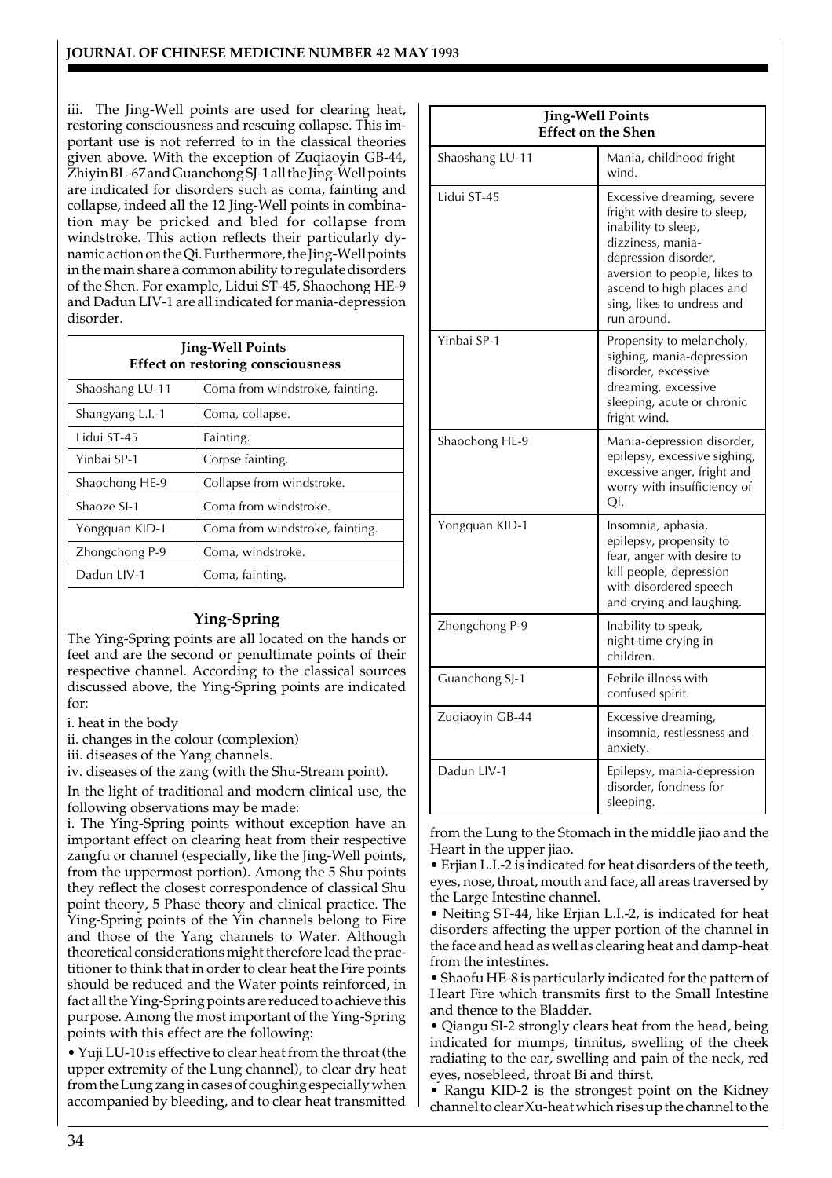iii. The Jing-Well points are used for clearing heat, restoring consciousness and rescuing collapse. This important use is not referred to in the classical theories given above. With the exception of Zuqiaoyin GB-44, Zhiyin BL-67 and Guanchong SJ-1 all the Jing-Well points are indicated for disorders such as coma, fainting and collapse, indeed all the 12 Jing-Well points in combination may be pricked and bled for collapse from windstroke. This action reflects their particularly dynamic action on the Qi. Furthermore, the Jing-Well points in the main share a common ability to regulate disorders of the Shen. For example, Lidui ST-45, Shaochong HE-9 and Dadun LIV-1 are all indicated for mania-depression disorder.

| **Jing-Well Points Effect on restoring consciousness** | |
|---|---|
| Shaoshang LU-11 | Coma from windstroke, fainting. |
| Shangyang L.I.-1 | Coma, collapse. |
| Lidui ST-45 | Fainting. |
| Yinbai SP-1 | Corpse fainting. |
| Shaochong HE-9 | Collapse from windstroke. |
| Shaoze SI-1 | Coma from windstroke. |
| Yongquan KID-1 | Coma from windstroke, fainting. |
| Zhongchong P-9 | Coma, windstroke. |
| Dadun LIV-1 | Coma, fainting. |

## Ying-Spring

The Ying-Spring points are all located on the hands or feet and are the second or penultimate points of their respective channel. According to the classical sources discussed above, the Ying-Spring points are indicated for:

i. heat in the body
ii. changes in the colour (complexion)
iii. diseases of the Yang channels.
iv. diseases of the zang (with the Shu-Stream point).

In the light of traditional and modern clinical use, the following observations may be made:

i. The Ying-Spring points without exception have an important effect on clearing heat from their respective zangfu or channel (especially, like the Jing-Well points, from the uppermost portion). Among the 5 Shu points they reflect the closest correspondence of classical Shu point theory, 5 Phase theory and clinical practice. The Ying-Spring points of the Yin channels belong to Fire and those of the Yang channels to Water. Although theoretical considerations might therefore lead the practitioner to think that in order to clear heat the Fire points should be reduced and the Water points reinforced, in fact all the Ying-Spring points are reduced to achieve this purpose. Among the most important of the Ying-Spring points with this effect are the following:

- Yuji LU-10 is effective to clear heat from the throat (the upper extremity of the Lung channel), to clear dry heat from the Lung zang in cases of coughing especially when accompanied by bleeding, and to clear heat transmitted from the Lung to the Stomach in the middle jiao and the Heart in the upper jiao.
- Erjian L.I.-2 is indicated for heat disorders of the teeth, eyes, nose, throat, mouth and face, all areas traversed by the Large Intestine channel.
- Neiting ST-44, like Erjian L.I.-2, is indicated for heat disorders affecting the upper portion of the channel in the face and head as well as clearing heat and damp-heat from the intestines.
- Shaofu HE-8 is particularly indicated for the pattern of Heart Fire which transmits first to the Small Intestine and thence to the Bladder.
- Qiangu SI-2 strongly clears heat from the head, being indicated for mumps, tinnitus, swelling of the cheek radiating to the ear, swelling and pain of the neck, red eyes, nosebleed, throat Bi and thirst.
- Rangu KID-2 is the strongest point on the Kidney channel to clear Xu-heat which rises up the channel to the

| **Jing-Well Points Effect on the Shen** | |
|---|---|
| Shaoshang LU-11 | Mania, childhood fright wind. |
| Lidui ST-45 | Excessive dreaming, severe fright with desire to sleep, inability to sleep, dizziness, mania-depression disorder, aversion to people, likes to ascend to high places and sing, likes to undress and run around. |
| Yinbai SP-1 | Propensity to melancholy, sighing, mania-depression disorder, excessive dreaming, excessive sleeping, acute or chronic fright wind. |
| Shaochong HE-9 | Mania-depression disorder, epilepsy, excessive sighing, excessive anger, fright and worry with insufficiency of Qi. |
| Yongquan KID-1 | Insomnia, aphasia, epilepsy, propensity to fear, anger with desire to kill people, depression with disordered speech and crying and laughing. |
| Zhongchong P-9 | Inability to speak, night-time crying in children. |
| Guanchong SJ-1 | Febrile illness with confused spirit. |
| Zuqiaoyin GB-44 | Excessive dreaming, insomnia, restlessness and anxiety. |
| Dadun LIV-1 | Epilepsy, mania-depression disorder, fondness for sleeping. |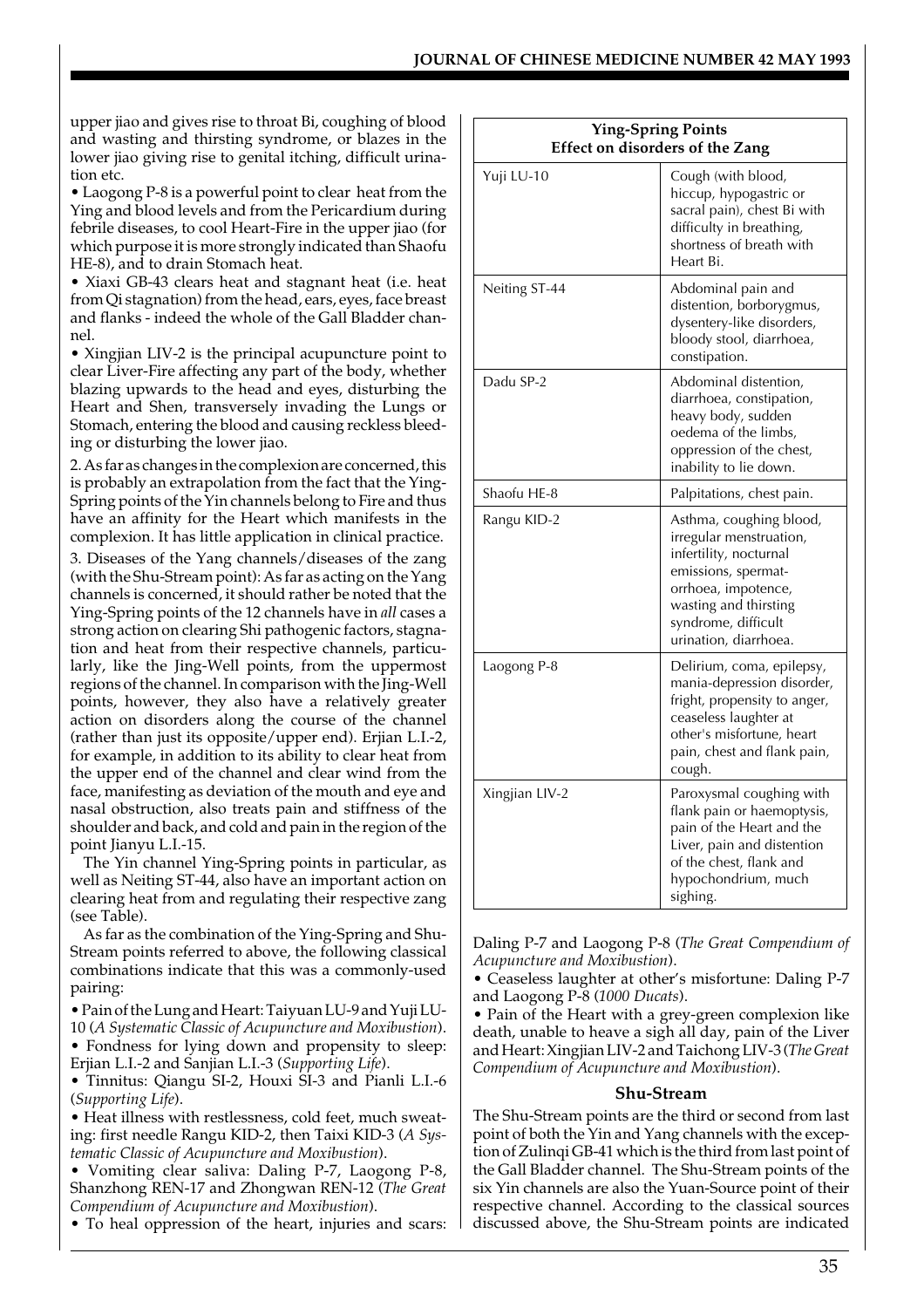upper jiao and gives rise to throat Bi, coughing of blood and wasting and thirsting syndrome, or blazes in the lower jiao giving rise to genital itching, difficult urination etc.

- Laogong P-8 is a powerful point to clear heat from the Ying and blood levels and from the Pericardium during febrile diseases, to cool Heart-Fire in the upper jiao (for which purpose it is more strongly indicated than Shaofu HE-8), and to drain Stomach heat.
- Xiaxi GB-43 clears heat and stagnant heat (i.e. heat from Qi stagnation) from the head, ears, eyes, face breast and flanks - indeed the whole of the Gall Bladder channel.
- Xingjian LIV-2 is the principal acupuncture point to clear Liver-Fire affecting any part of the body, whether blazing upwards to the head and eyes, disturbing the Heart and Shen, transversely invading the Lungs or Stomach, entering the blood and causing reckless bleeding or disturbing the lower jiao.

2. As far as changes in the complexion are concerned, this is probably an extrapolation from the fact that the Ying-Spring points of the Yin channels belong to Fire and thus have an affinity for the Heart which manifests in the complexion. It has little application in clinical practice.

3. Diseases of the Yang channels/diseases of the zang (with the Shu-Stream point): As far as acting on the Yang channels is concerned, it should rather be noted that the Ying-Spring points of the 12 channels have in *all* cases a strong action on clearing Shi pathogenic factors, stagnation and heat from their respective channels, particularly, like the Jing-Well points, from the uppermost regions of the channel. In comparison with the Jing-Well points, however, they also have a relatively greater action on disorders along the course of the channel (rather than just its opposite/upper end). Erjian L.I.-2, for example, in addition to its ability to clear heat from the upper end of the channel and clear wind from the face, manifesting as deviation of the mouth and eye and nasal obstruction, also treats pain and stiffness of the shoulder and back, and cold and pain in the region of the point Jianyu L.I.-15.

The Yin channel Ying-Spring points in particular, as well as Neiting ST-44, also have an important action on clearing heat from and regulating their respective zang (see Table).

As far as the combination of the Ying-Spring and Shu-Stream points referred to above, the following classical combinations indicate that this was a commonly-used pairing:

- Pain of the Lung and Heart: Taiyuan LU-9 and Yuji LU-10 (*A Systematic Classic of Acupuncture and Moxibustion*).
- Fondness for lying down and propensity to sleep: Erjian L.I.-2 and Sanjian L.I.-3 (*Supporting Life*).
- Tinnitus: Qiangu SI-2, Houxi SI-3 and Pianli L.I.-6 (*Supporting Life*).
- Heat illness with restlessness, cold feet, much sweating: first needle Rangu KID-2, then Taixi KID-3 (*A Systematic Classic of Acupuncture and Moxibustion*).
- Vomiting clear saliva: Daling P-7, Laogong P-8, Shanzhong REN-17 and Zhongwan REN-12 (*The Great Compendium of Acupuncture and Moxibustion*).
- To heal oppression of the heart, injuries and scars: Daling P-7 and Laogong P-8 (*The Great Compendium of Acupuncture and Moxibustion*).
- Ceaseless laughter at other's misfortune: Daling P-7 and Laogong P-8 (*1000 Ducats*).
- Pain of the Heart with a grey-green complexion like death, unable to heave a sigh all day, pain of the Liver and Heart: Xingjian LIV-2 and Taichong LIV-3 (*The Great Compendium of Acupuncture and Moxibustion*).

| Ying-Spring Points Effect on disorders of the Zang | |
|---|---|
| Yuji LU-10 | Cough (with blood, hiccup, hypogastric or sacral pain), chest Bi with difficulty in breathing, shortness of breath with Heart Bi. |
| Neiting ST-44 | Abdominal pain and distention, borborygmus, dysentery-like disorders, bloody stool, diarrhoea, constipation. |
| Dadu SP-2 | Abdominal distention, diarrhoea, constipation, heavy body, sudden oedema of the limbs, oppression of the chest, inability to lie down. |
| Shaofu HE-8 | Palpitations, chest pain. |
| Rangu KID-2 | Asthma, coughing blood, irregular menstruation, infertility, nocturnal emissions, spermatorrhoea, impotence, wasting and thirsting syndrome, difficult urination, diarrhoea. |
| Laogong P-8 | Delirium, coma, epilepsy, mania-depression disorder, fright, propensity to anger, ceaseless laughter at other's misfortune, heart pain, chest and flank pain, cough. |
| Xingjian LIV-2 | Paroxysmal coughing with flank pain or haemoptysis, pain of the Heart and the Liver, pain and distention of the chest, flank and hypochondrium, much sighing. |

### Shu-Stream

The Shu-Stream points are the third or second from last point of both the Yin and Yang channels with the exception of Zulinqi GB-41 which is the third from last point of the Gall Bladder channel. The Shu-Stream points of the six Yin channels are also the Yuan-Source point of their respective channel. According to the classical sources discussed above, the Shu-Stream points are indicated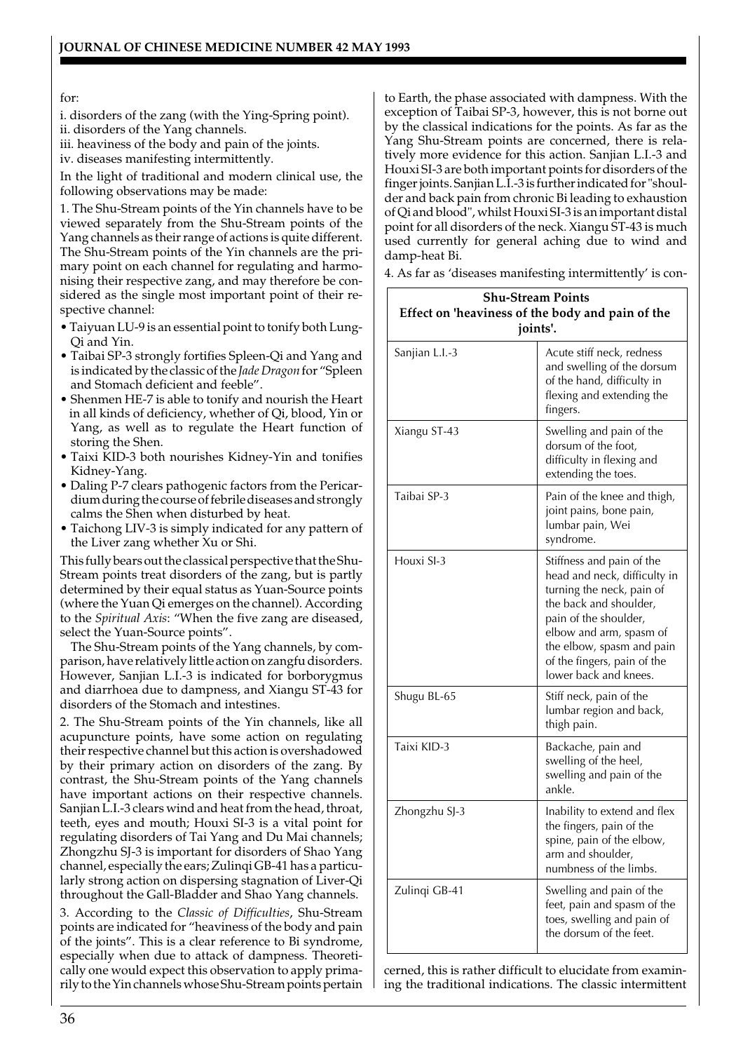for:

i. disorders of the zang (with the Ying-Spring point).
ii. disorders of the Yang channels.
iii. heaviness of the body and pain of the joints.
iv. diseases manifesting intermittently.

In the light of traditional and modern clinical use, the following observations may be made:

1. The Shu-Stream points of the Yin channels have to be viewed separately from the Shu-Stream points of the Yang channels as their range of actions is quite different. The Shu-Stream points of the Yin channels are the primary point on each channel for regulating and harmonising their respective zang, and may therefore be considered as the single most important point of their respective channel:

- Taiyuan LU-9 is an essential point to tonify both Lung-Qi and Yin.
- Taibai SP-3 strongly fortifies Spleen-Qi and Yang and is indicated by the classic of the *Jade Dragon* for "Spleen and Stomach deficient and feeble".
- Shenmen HE-7 is able to tonify and nourish the Heart in all kinds of deficiency, whether of Qi, blood, Yin or Yang, as well as to regulate the Heart function of storing the Shen.
- Taixi KID-3 both nourishes Kidney-Yin and tonifies Kidney-Yang.
- Daling P-7 clears pathogenic factors from the Pericardium during the course of febrile diseases and strongly calms the Shen when disturbed by heat.
- Taichong LIV-3 is simply indicated for any pattern of the Liver zang whether Xu or Shi.

This fully bears out the classical perspective that the Shu-Stream points treat disorders of the zang, but is partly determined by their equal status as Yuan-Source points (where the Yuan Qi emerges on the channel). According to the *Spiritual Axis*: "When the five zang are diseased, select the Yuan-Source points".

The Shu-Stream points of the Yang channels, by comparison, have relatively little action on zangfu disorders. However, Sanjian L.I.-3 is indicated for borborygmus and diarrhoea due to dampness, and Xiangu ST-43 for disorders of the Stomach and intestines.

2. The Shu-Stream points of the Yin channels, like all acupuncture points, have some action on regulating their respective channel but this action is overshadowed by their primary action on disorders of the zang. By contrast, the Shu-Stream points of the Yang channels have important actions on their respective channels. Sanjian L.I.-3 clears wind and heat from the head, throat, teeth, eyes and mouth; Houxi SI-3 is a vital point for regulating disorders of Tai Yang and Du Mai channels; Zhongzhu SJ-3 is important for disorders of Shao Yang channel, especially the ears; Zulinqi GB-41 has a particularly strong action on dispersing stagnation of Liver-Qi throughout the Gall-Bladder and Shao Yang channels.

3. According to the *Classic of Difficulties*, Shu-Stream points are indicated for "heaviness of the body and pain of the joints". This is a clear reference to Bi syndrome, especially when due to attack of dampness. Theoretically one would expect this observation to apply primarily to the Yin channels whose Shu-Stream points pertain to Earth, the phase associated with dampness. With the exception of Taibai SP-3, however, this is not borne out by the classical indications for the points. As far as the Yang Shu-Stream points are concerned, there is relatively more evidence for this action. Sanjian L.I.-3 and Houxi SI-3 are both important points for disorders of the finger joints. Sanjian L.I.-3 is further indicated for "shoulder and back pain from chronic Bi leading to exhaustion of Qi and blood", whilst Houxi SI-3 is an important distal point for all disorders of the neck. Xiangu ST-43 is much used currently for general aching due to wind and damp-heat Bi.

4. As far as 'diseases manifesting intermittently' is concerned, this is rather difficult to elucidate from examining the traditional indications. The classic intermittent

**Shu-Stream Points**
**Effect on 'heaviness of the body and pain of the joints'.**

| Point | Indications |
|---|---|
| Sanjian L.I.-3 | Acute stiff neck, redness and swelling of the dorsum of the hand, difficulty in flexing and extending the fingers. |
| Xiangu ST-43 | Swelling and pain of the dorsum of the foot, difficulty in flexing and extending the toes. |
| Taibai SP-3 | Pain of the knee and thigh, joint pains, bone pain, lumbar pain, Wei syndrome. |
| Houxi SI-3 | Stiffness and pain of the head and neck, difficulty in turning the neck, pain of the back and shoulder, pain of the shoulder, elbow and arm, spasm of the elbow, spasm and pain of the fingers, pain of the lower back and knees. |
| Shugu BL-65 | Stiff neck, pain of the lumbar region and back, thigh pain. |
| Taixi KID-3 | Backache, pain and swelling of the heel, swelling and pain of the ankle. |
| Zhongzhu SJ-3 | Inability to extend and flex the fingers, pain of the spine, pain of the elbow, arm and shoulder, numbness of the limbs. |
| Zulinqi GB-41 | Swelling and pain of the feet, pain and spasm of the toes, swelling and pain of the dorsum of the feet. |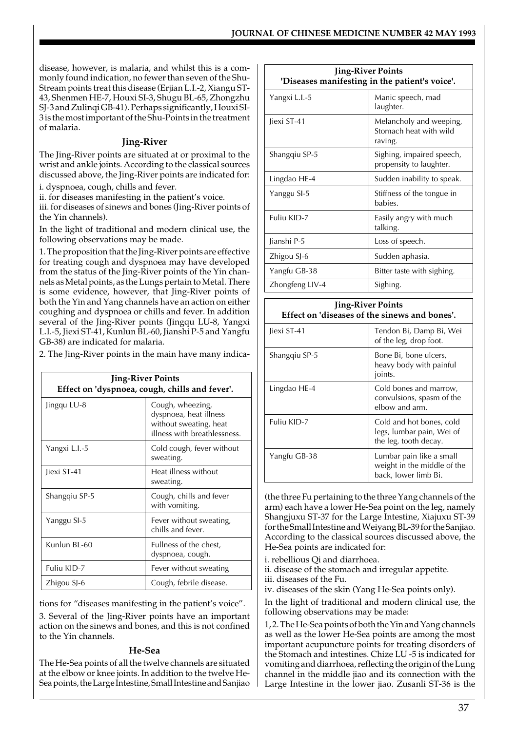disease, however, is malaria, and whilst this is a commonly found indication, no fewer than seven of the Shu-Stream points treat this disease (Erjian L.I.-2, Xiangu ST-43, Shenmen HE-7, Houxi SI-3, Shugu BL-65, Zhongzhu SJ-3 and Zulinqi GB-41). Perhaps significantly, Houxi SI-3 is the most important of the Shu-Points in the treatment of malaria.

### Jing-River

The Jing-River points are situated at or proximal to the wrist and ankle joints. According to the classical sources discussed above, the Jing-River points are indicated for:

i. dyspnoea, cough, chills and fever.

ii. for diseases manifesting in the patient's voice.

iii. for diseases of sinews and bones (Jing-River points of the Yin channels).

In the light of traditional and modern clinical use, the following observations may be made.

1. The proposition that the Jing-River points are effective for treating cough and dyspnoea may have developed from the status of the Jing-River points of the Yin channels as Metal points, as the Lungs pertain to Metal. There is some evidence, however, that Jing-River points of both the Yin and Yang channels have an action on either coughing and dyspnoea or chills and fever. In addition several of the Jing-River points (Jingqu LU-8, Yangxi L.I.-5, Jiexi ST-41, Kunlun BL-60, Jianshi P-5 and Yangfu GB-38) are indicated for malaria.

2. The Jing-River points in the main have many indications for "diseases manifesting in the patient's voice".

| Jing-River Points<br>Effect on 'dyspnoea, cough, chills and fever'. | |
|---|---|
| Jingqu LU-8 | Cough, wheezing, dyspnoea, heat illness without sweating, heat illness with breathlessness. |
| Yangxi L.I.-5 | Cold cough, fever without sweating. |
| Jiexi ST-41 | Heat illness without sweating. |
| Shangqiu SP-5 | Cough, chills and fever with vomiting. |
| Yanggu SI-5 | Fever without sweating, chills and fever. |
| Kunlun BL-60 | Fullness of the chest, dyspnoea, cough. |
| Fuliu KID-7 | Fever without sweating |
| Zhigou SJ-6 | Cough, febrile disease. |

3. Several of the Jing-River points have an important action on the sinews and bones, and this is not confined to the Yin channels.

| Jing-River Points<br>'Diseases manifesting in the patient's voice'. | |
|---|---|
| Yangxi L.I.-5 | Manic speech, mad laughter. |
| Jiexi ST-41 | Melancholy and weeping, Stomach heat with wild raving. |
| Shangqiu SP-5 | Sighing, impaired speech, propensity to laughter. |
| Lingdao HE-4 | Sudden inability to speak. |
| Yanggu SI-5 | Stiffness of the tongue in babies. |
| Fuliu KID-7 | Easily angry with much talking. |
| Jianshi P-5 | Loss of speech. |
| Zhigou SJ-6 | Sudden aphasia. |
| Yangfu GB-38 | Bitter taste with sighing. |
| Zhongfeng LIV-4 | Sighing. |

| Jing-River Points<br>Effect on 'diseases of the sinews and bones'. | |
|---|---|
| Jiexi ST-41 | Tendon Bi, Damp Bi, Wei of the leg, drop foot. |
| Shangqiu SP-5 | Bone Bi, bone ulcers, heavy body with painful joints. |
| Lingdao HE-4 | Cold bones and marrow, convulsions, spasm of the elbow and arm. |
| Fuliu KID-7 | Cold and hot bones, cold legs, lumbar pain, Wei of the leg, tooth decay. |
| Yangfu GB-38 | Lumbar pain like a small weight in the middle of the back, lower limb Bi. |

### He-Sea

The He-Sea points of all the twelve channels are situated at the elbow or knee joints. In addition to the twelve He-Sea points, the Large Intestine, Small Intestine and Sanjiao (the three Fu pertaining to the three Yang channels of the arm) each have a lower He-Sea point on the leg, namely Shangjuxu ST-37 for the Large Intestine, Xiajuxu ST-39 for the Small Intestine and Weiyang BL-39 for the Sanjiao. According to the classical sources discussed above, the He-Sea points are indicated for:

i. rebellious Qi and diarrhoea.

ii. disease of the stomach and irregular appetite.

iii. diseases of the Fu.

iv. diseases of the skin (Yang He-Sea points only).

In the light of traditional and modern clinical use, the following observations may be made:

1, 2. The He-Sea points of both the Yin and Yang channels as well as the lower He-Sea points are among the most important acupuncture points for treating disorders of the Stomach and intestines. Chize LU -5 is indicated for vomiting and diarrhoea, reflecting the origin of the Lung channel in the middle jiao and its connection with the Large Intestine in the lower jiao. Zusanli ST-36 is the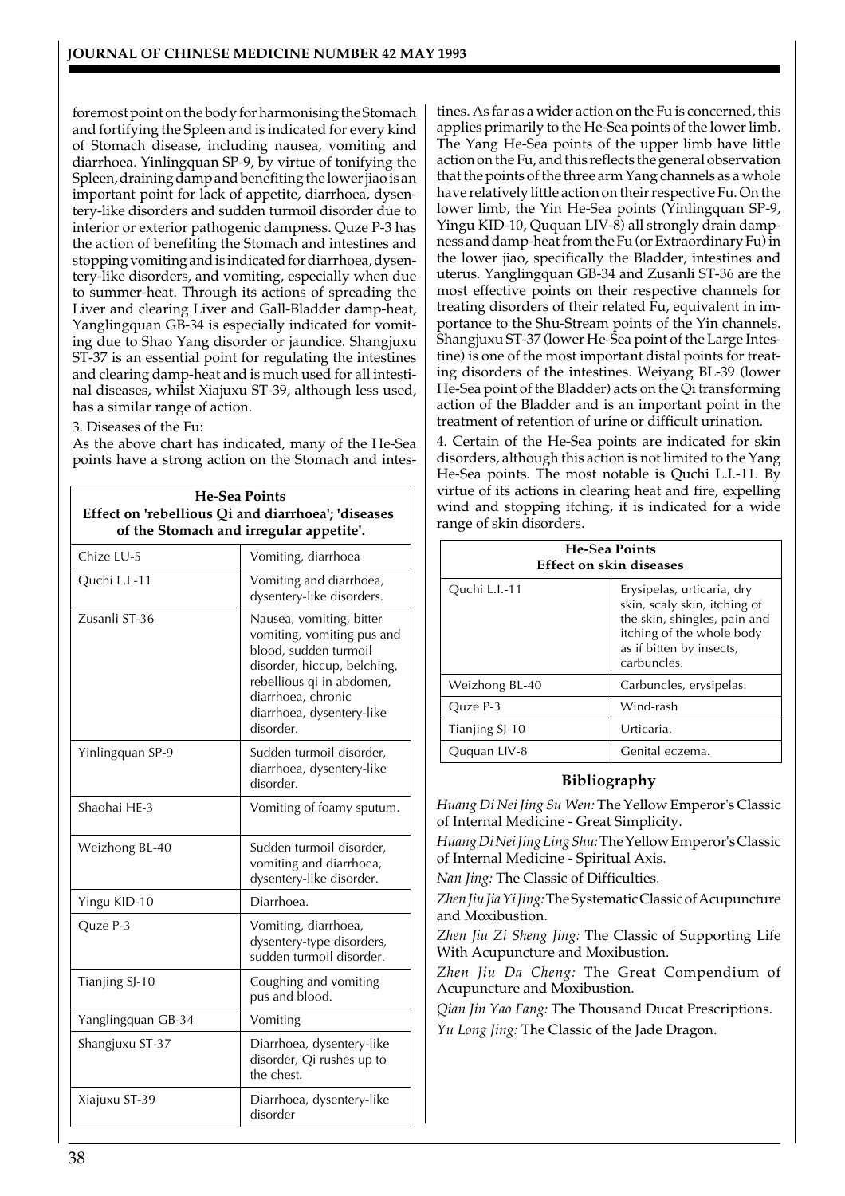foremost point on the body for harmonising the Stomach and fortifying the Spleen and is indicated for every kind of Stomach disease, including nausea, vomiting and diarrhoea. Yinlingquan SP-9, by virtue of tonifying the Spleen, draining damp and benefiting the lower jiao is an important point for lack of appetite, diarrhoea, dysentery-like disorders and sudden turmoil disorder due to interior or exterior pathogenic dampness. Quze P-3 has the action of benefiting the Stomach and intestines and stopping vomiting and is indicated for diarrhoea, dysentery-like disorders, and vomiting, especially when due to summer-heat. Through its actions of spreading the Liver and clearing Liver and Gall-Bladder damp-heat, Yanglingquan GB-34 is especially indicated for vomiting due to Shao Yang disorder or jaundice. Shangjuxu ST-37 is an essential point for regulating the intestines and clearing damp-heat and is much used for all intestinal diseases, whilst Xiajuxu ST-39, although less used, has a similar range of action.

3. Diseases of the Fu:

As the above chart has indicated, many of the He-Sea points have a strong action on the Stomach and intestines. As far as a wider action on the Fu is concerned, this applies primarily to the He-Sea points of the lower limb. The Yang He-Sea points of the upper limb have little action on the Fu, and this reflects the general observation that the points of the three arm Yang channels as a whole have relatively little action on their respective Fu. On the lower limb, the Yin He-Sea points (Yinlingquan SP-9, Yingu KID-10, Ququan LIV-8) all strongly drain dampness and damp-heat from the Fu (or Extraordinary Fu) in the lower jiao, specifically the Bladder, intestines and uterus. Yanglingquan GB-34 and Zusanli ST-36 are the most effective points on their respective channels for treating disorders of their related Fu, equivalent in importance to the Shu-Stream points of the Yin channels. Shangjuxu ST-37 (lower He-Sea point of the Large Intestine) is one of the most important distal points for treating disorders of the intestines. Weiyang BL-39 (lower He-Sea point of the Bladder) acts on the Qi transforming action of the Bladder and is an important point in the treatment of retention of urine or difficult urination.

| He-Sea Points<br>Effect on 'rebellious Qi and diarrhoea'; 'diseases of the Stomach and irregular appetite'. | |
|---|---|
| Chize LU-5 | Vomiting, diarrhoea |
| Quchi L.I.-11 | Vomiting and diarrhoea, dysentery-like disorders. |
| Zusanli ST-36 | Nausea, vomiting, bitter vomiting, vomiting pus and blood, sudden turmoil disorder, hiccup, belching, rebellious qi in abdomen, diarrhoea, chronic diarrhoea, dysentery-like disorder. |
| Yinlingquan SP-9 | Sudden turmoil disorder, diarrhoea, dysentery-like disorder. |
| Shaohai HE-3 | Vomiting of foamy sputum. |
| Weizhong BL-40 | Sudden turmoil disorder, vomiting and diarrhoea, dysentery-like disorder. |
| Yingu KID-10 | Diarrhoea. |
| Quze P-3 | Vomiting, diarrhoea, dysentery-type disorders, sudden turmoil disorder. |
| Tianjing SJ-10 | Coughing and vomiting pus and blood. |
| Yanglingquan GB-34 | Vomiting |
| Shangjuxu ST-37 | Diarrhoea, dysentery-like disorder, Qi rushes up to the chest. |
| Xiajuxu ST-39 | Diarrhoea, dysentery-like disorder |

4. Certain of the He-Sea points are indicated for skin disorders, although this action is not limited to the Yang He-Sea points. The most notable is Quchi L.I.-11. By virtue of its actions in clearing heat and fire, expelling wind and stopping itching, it is indicated for a wide range of skin disorders.

| He-Sea Points<br>Effect on skin diseases | |
|---|---|
| Quchi L.I.-11 | Erysipelas, urticaria, dry skin, scaly skin, itching of the skin, shingles, pain and itching of the whole body as if bitten by insects, carbuncles. |
| Weizhong BL-40 | Carbuncles, erysipelas. |
| Quze P-3 | Wind-rash |
| Tianjing SJ-10 | Urticaria. |
| Ququan LIV-8 | Genital eczema. |

## Bibliography

*Huang Di Nei Jing Su Wen:* The Yellow Emperor's Classic of Internal Medicine - Great Simplicity.

*Huang Di Nei Jing Ling Shu:* The Yellow Emperor's Classic of Internal Medicine - Spiritual Axis.

*Nan Jing:* The Classic of Difficulties.

*Zhen Jiu Jia Yi Jing:* The Systematic Classic of Acupuncture and Moxibustion.

*Zhen Jiu Zi Sheng Jing:* The Classic of Supporting Life With Acupuncture and Moxibustion.

*Zhen Jiu Da Cheng:* The Great Compendium of Acupuncture and Moxibustion.

*Qian Jin Yao Fang:* The Thousand Ducat Prescriptions.

*Yu Long Jing:* The Classic of the Jade Dragon.